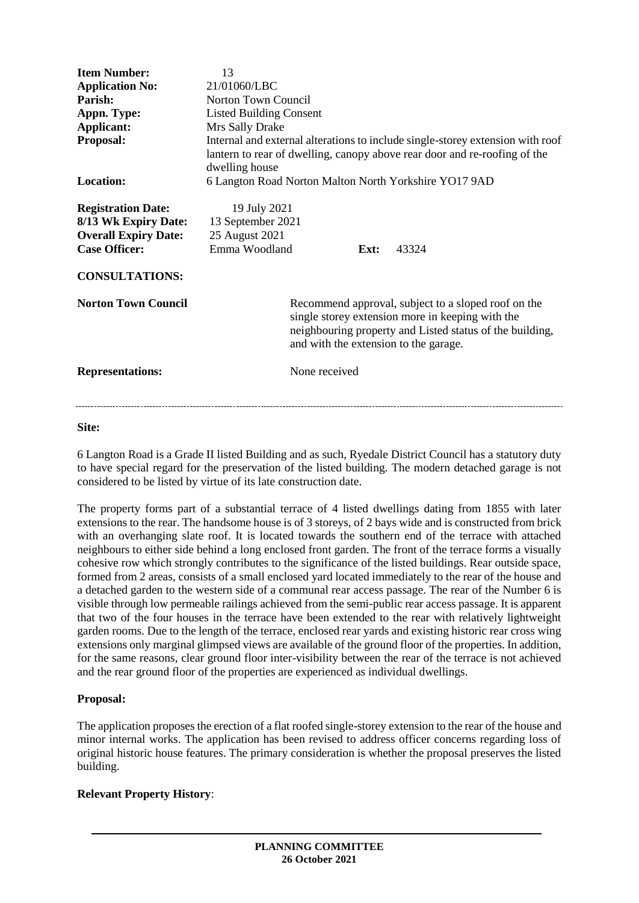| | | | |
|---|---|---|---|
| **Item Number:** | 13 | | |
| **Application No:** | 21/01060/LBC | | |
| **Parish:** | Norton Town Council | | |
| **Appn. Type:** | Listed Building Consent | | |
| **Applicant:** | Mrs Sally Drake | | |
| **Proposal:** | Internal and external alterations to include single-storey extension with roof lantern to rear of dwelling, canopy above rear door and re-roofing of the dwelling house | | |
| **Location:** | 6 Langton Road Norton Malton North Yorkshire YO17 9AD | | |
| **Registration Date:** | 19 July 2021 | | |
| **8/13 Wk Expiry Date:** | 13 September 2021 | | |
| **Overall Expiry Date:** | 25 August 2021 | | |
| **Case Officer:** | Emma Woodland | **Ext:** | 43324 |

**CONSULTATIONS:**

**Norton Town Council** — Recommend approval, subject to a sloped roof on the single storey extension more in keeping with the neighbouring property and Listed status of the building, and with the extension to the garage.

**Representations:** — None received

---

**Site:**

6 Langton Road is a Grade II listed Building and as such, Ryedale District Council has a statutory duty to have special regard for the preservation of the listed building. The modern detached garage is not considered to be listed by virtue of its late construction date.

The property forms part of a substantial terrace of 4 listed dwellings dating from 1855 with later extensions to the rear. The handsome house is of 3 storeys, of 2 bays wide and is constructed from brick with an overhanging slate roof. It is located towards the southern end of the terrace with attached neighbours to either side behind a long enclosed front garden. The front of the terrace forms a visually cohesive row which strongly contributes to the significance of the listed buildings. Rear outside space, formed from 2 areas, consists of a small enclosed yard located immediately to the rear of the house and a detached garden to the western side of a communal rear access passage. The rear of the Number 6 is visible through low permeable railings achieved from the semi-public rear access passage. It is apparent that two of the four houses in the terrace have been extended to the rear with relatively lightweight garden rooms. Due to the length of the terrace, enclosed rear yards and existing historic rear cross wing extensions only marginal glimpsed views are available of the ground floor of the properties. In addition, for the same reasons, clear ground floor inter-visibility between the rear of the terrace is not achieved and the rear ground floor of the properties are experienced as individual dwellings.

**Proposal:**

The application proposes the erection of a flat roofed single-storey extension to the rear of the house and minor internal works. The application has been revised to address officer concerns regarding loss of original historic house features. The primary consideration is whether the proposal preserves the listed building.

**Relevant Property History**: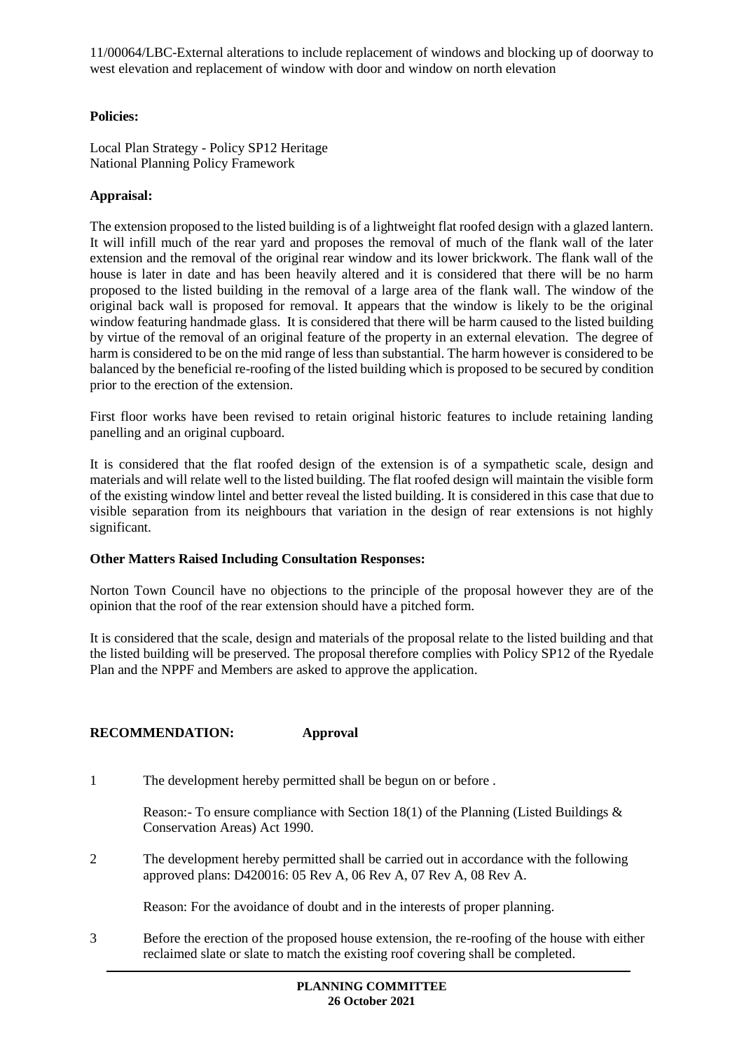11/00064/LBC-External alterations to include replacement of windows and blocking up of doorway to west elevation and replacement of window with door and window on north elevation

**Policies:**

Local Plan Strategy - Policy SP12 Heritage
National Planning Policy Framework

**Appraisal:**

The extension proposed to the listed building is of a lightweight flat roofed design with a glazed lantern. It will infill much of the rear yard and proposes the removal of much of the flank wall of the later extension and the removal of the original rear window and its lower brickwork. The flank wall of the house is later in date and has been heavily altered and it is considered that there will be no harm proposed to the listed building in the removal of a large area of the flank wall. The window of the original back wall is proposed for removal. It appears that the window is likely to be the original window featuring handmade glass. It is considered that there will be harm caused to the listed building by virtue of the removal of an original feature of the property in an external elevation. The degree of harm is considered to be on the mid range of less than substantial. The harm however is considered to be balanced by the beneficial re-roofing of the listed building which is proposed to be secured by condition prior to the erection of the extension.

First floor works have been revised to retain original historic features to include retaining landing panelling and an original cupboard.

It is considered that the flat roofed design of the extension is of a sympathetic scale, design and materials and will relate well to the listed building. The flat roofed design will maintain the visible form of the existing window lintel and better reveal the listed building. It is considered in this case that due to visible separation from its neighbours that variation in the design of rear extensions is not highly significant.

**Other Matters Raised Including Consultation Responses:**

Norton Town Council have no objections to the principle of the proposal however they are of the opinion that the roof of the rear extension should have a pitched form.

It is considered that the scale, design and materials of the proposal relate to the listed building and that the listed building will be preserved. The proposal therefore complies with Policy SP12 of the Ryedale Plan and the NPPF and Members are asked to approve the application.

**RECOMMENDATION:** **Approval**

1. The development hereby permitted shall be begun on or before .

   Reason:- To ensure compliance with Section 18(1) of the Planning (Listed Buildings & Conservation Areas) Act 1990.

2. The development hereby permitted shall be carried out in accordance with the following approved plans: D420016: 05 Rev A, 06 Rev A, 07 Rev A, 08 Rev A.

   Reason: For the avoidance of doubt and in the interests of proper planning.

3. Before the erection of the proposed house extension, the re-roofing of the house with either reclaimed slate or slate to match the existing roof covering shall be completed.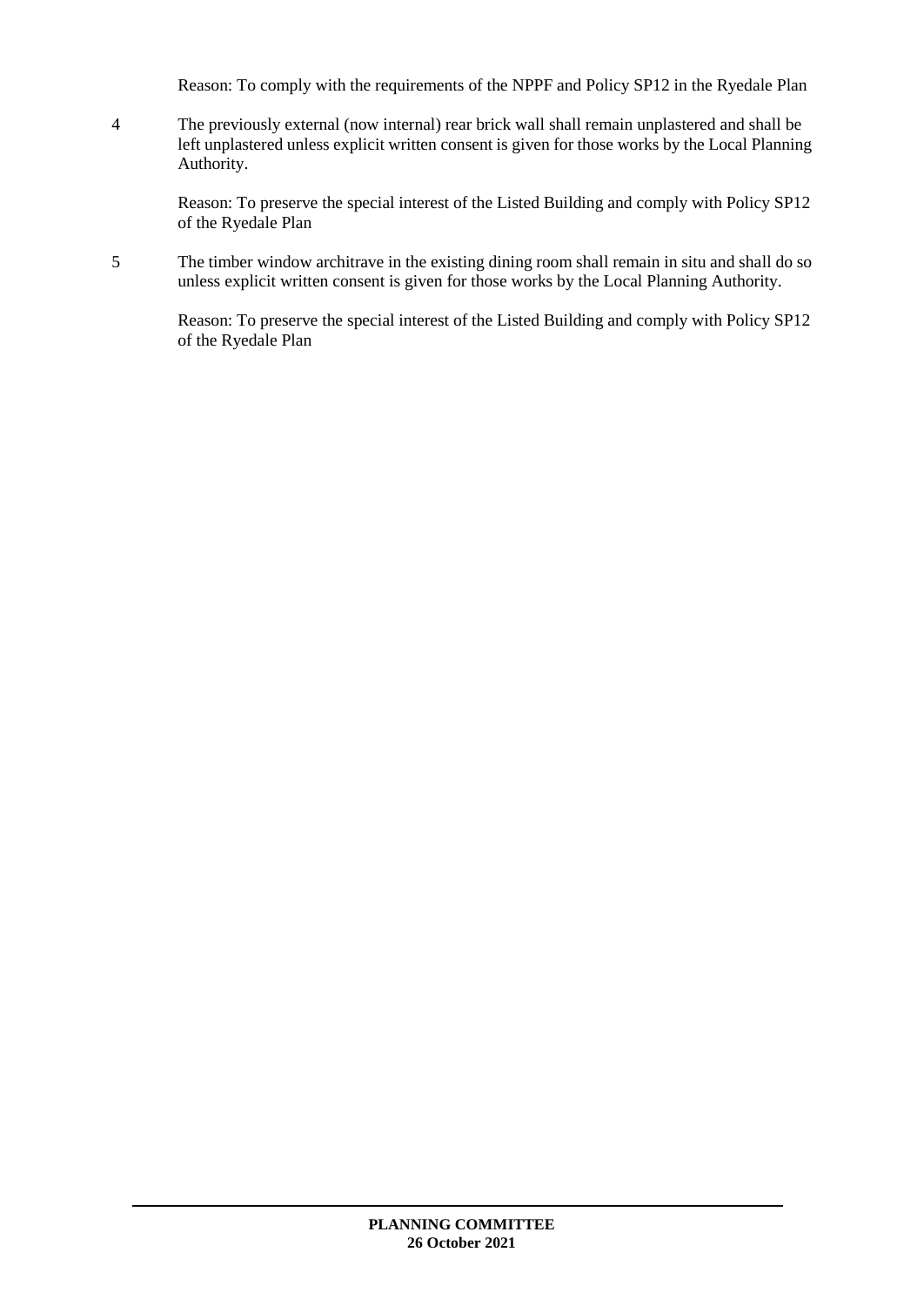Reason: To comply with the requirements of the NPPF and Policy SP12 in the Ryedale Plan

4 The previously external (now internal) rear brick wall shall remain unplastered and shall be left unplastered unless explicit written consent is given for those works by the Local Planning Authority.

Reason: To preserve the special interest of the Listed Building and comply with Policy SP12 of the Ryedale Plan

5 The timber window architrave in the existing dining room shall remain in situ and shall do so unless explicit written consent is given for those works by the Local Planning Authority.

Reason: To preserve the special interest of the Listed Building and comply with Policy SP12 of the Ryedale Plan